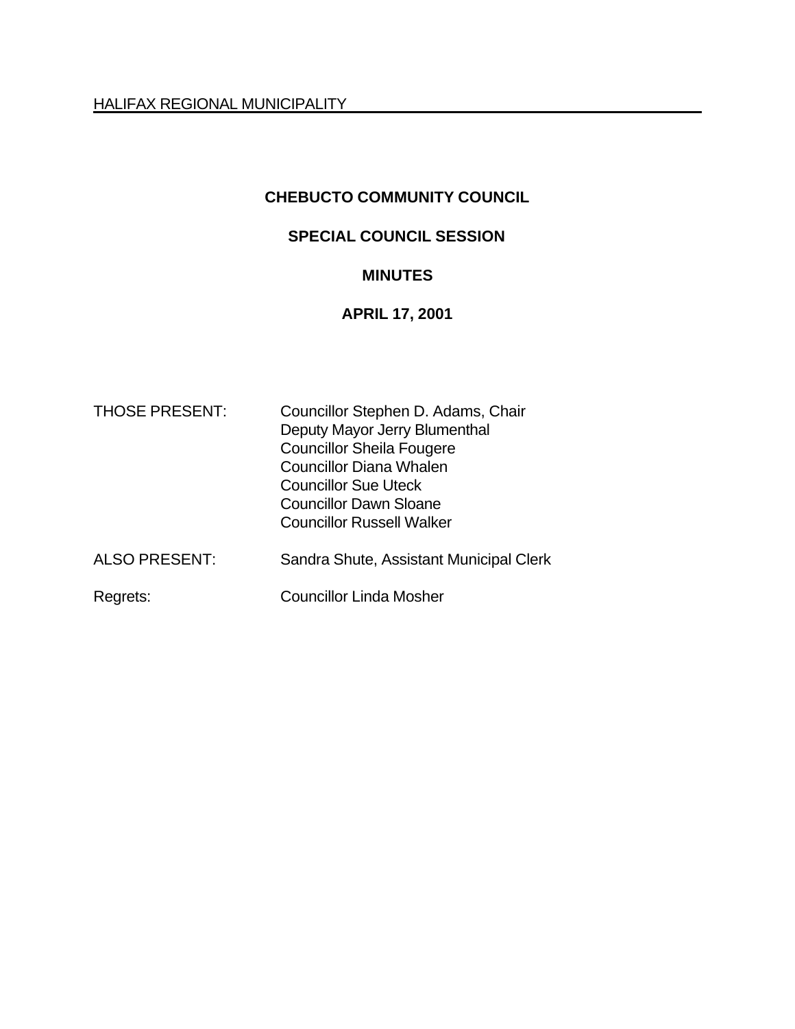HALIFAX REGIONAL MUNICIPALITY

# CHEBUCTO COMMUNITY COUNCIL

## SPECIAL COUNCIL SESSION

## MINUTES

## APRIL 17, 2001

| | |
|---|---|
| THOSE PRESENT: | Councillor Stephen D. Adams, Chair<br>Deputy Mayor Jerry Blumenthal<br>Councillor Sheila Fougere<br>Councillor Diana Whalen<br>Councillor Sue Uteck<br>Councillor Dawn Sloane<br>Councillor Russell Walker |
| ALSO PRESENT: | Sandra Shute, Assistant Municipal Clerk |
| Regrets: | Councillor Linda Mosher |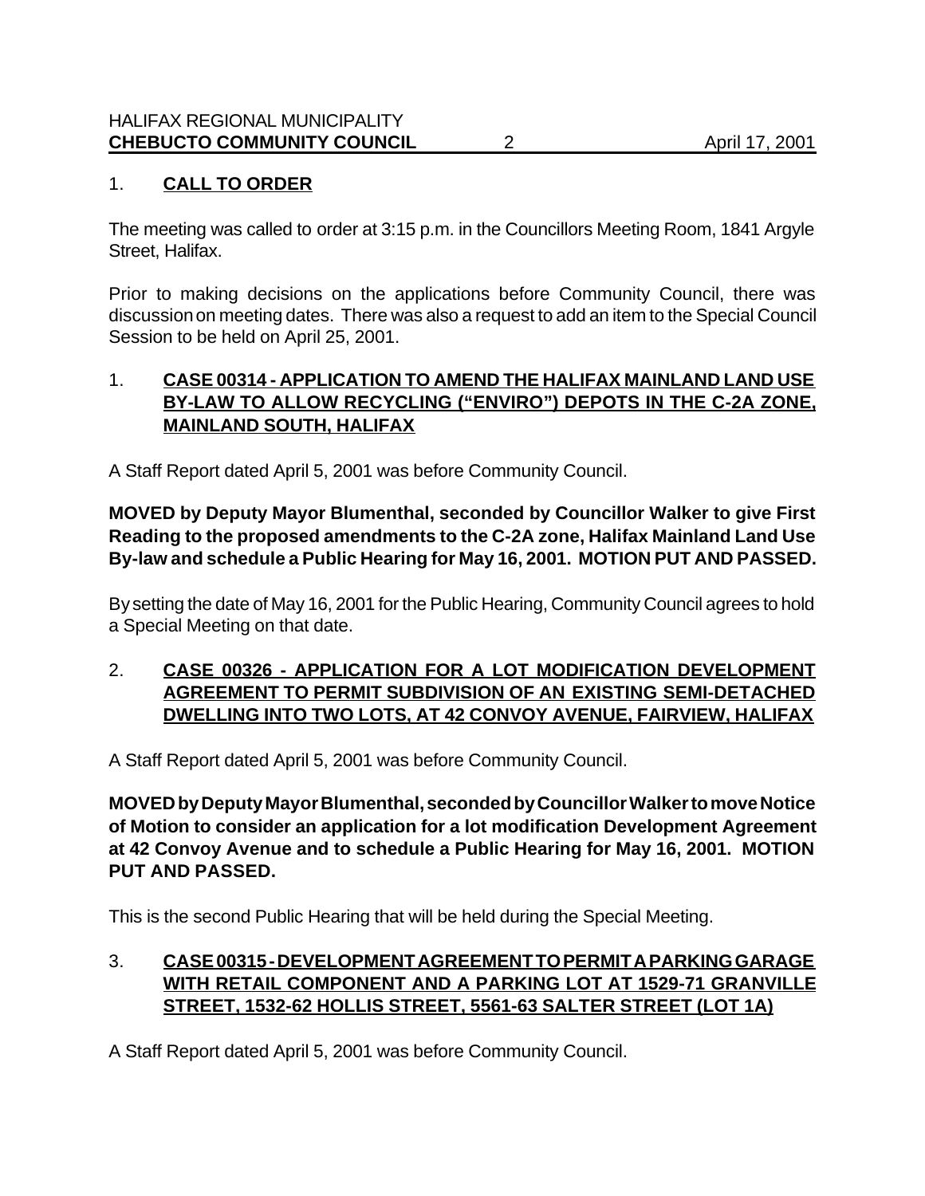## 1. **CALL TO ORDER**

The meeting was called to order at 3:15 p.m. in the Councillors Meeting Room, 1841 Argyle Street, Halifax.

Prior to making decisions on the applications before Community Council, there was discussion on meeting dates. There was also a request to add an item to the Special Council Session to be held on April 25, 2001.

## 1. **CASE 00314 - APPLICATION TO AMEND THE HALIFAX MAINLAND LAND USE BY-LAW TO ALLOW RECYCLING ("ENVIRO") DEPOTS IN THE C-2A ZONE, MAINLAND SOUTH, HALIFAX**

A Staff Report dated April 5, 2001 was before Community Council.

**MOVED by Deputy Mayor Blumenthal, seconded by Councillor Walker to give First Reading to the proposed amendments to the C-2A zone, Halifax Mainland Land Use By-law and schedule a Public Hearing for May 16, 2001. MOTION PUT AND PASSED.**

By setting the date of May 16, 2001 for the Public Hearing, Community Council agrees to hold a Special Meeting on that date.

## 2. **CASE 00326 - APPLICATION FOR A LOT MODIFICATION DEVELOPMENT AGREEMENT TO PERMIT SUBDIVISION OF AN EXISTING SEMI-DETACHED DWELLING INTO TWO LOTS, AT 42 CONVOY AVENUE, FAIRVIEW, HALIFAX**

A Staff Report dated April 5, 2001 was before Community Council.

**MOVED by Deputy Mayor Blumenthal, seconded by Councillor Walker to move Notice of Motion to consider an application for a lot modification Development Agreement at 42 Convoy Avenue and to schedule a Public Hearing for May 16, 2001. MOTION PUT AND PASSED.**

This is the second Public Hearing that will be held during the Special Meeting.

## 3. **CASE 00315 - DEVELOPMENT AGREEMENT TO PERMIT A PARKING GARAGE WITH RETAIL COMPONENT AND A PARKING LOT AT 1529-71 GRANVILLE STREET, 1532-62 HOLLIS STREET, 5561-63 SALTER STREET (LOT 1A)**

A Staff Report dated April 5, 2001 was before Community Council.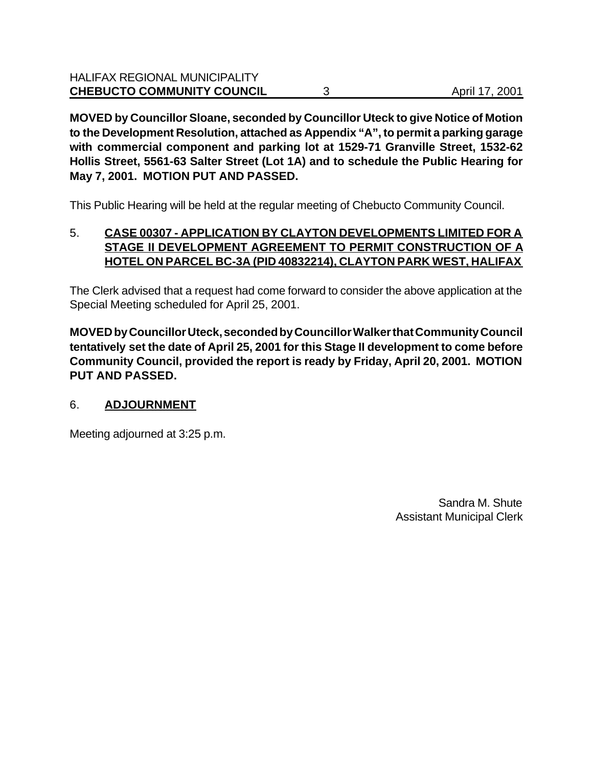**MOVED by Councillor Sloane, seconded by Councillor Uteck to give Notice of Motion to the Development Resolution, attached as Appendix "A", to permit a parking garage with commercial component and parking lot at 1529-71 Granville Street, 1532-62 Hollis Street, 5561-63 Salter Street (Lot 1A) and to schedule the Public Hearing for May 7, 2001. MOTION PUT AND PASSED.**

This Public Hearing will be held at the regular meeting of Chebucto Community Council.

## 5. CASE 00307 - APPLICATION BY CLAYTON DEVELOPMENTS LIMITED FOR A STAGE II DEVELOPMENT AGREEMENT TO PERMIT CONSTRUCTION OF A HOTEL ON PARCEL BC-3A (PID 40832214), CLAYTON PARK WEST, HALIFAX

The Clerk advised that a request had come forward to consider the above application at the Special Meeting scheduled for April 25, 2001.

**MOVED by Councillor Uteck, seconded by Councillor Walker that Community Council tentatively set the date of April 25, 2001 for this Stage II development to come before Community Council, provided the report is ready by Friday, April 20, 2001. MOTION PUT AND PASSED.**

## 6. ADJOURNMENT

Meeting adjourned at 3:25 p.m.

Sandra M. Shute
Assistant Municipal Clerk